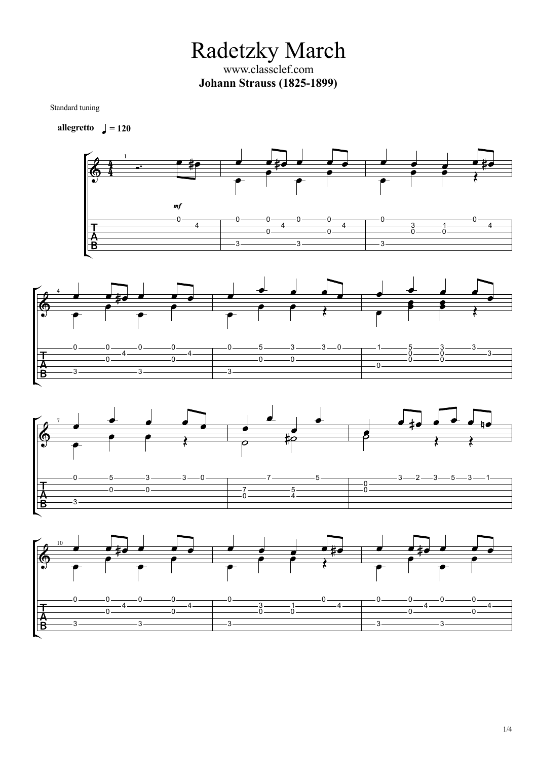# Radetzky March

www.classclef.com

**Johann Strauss (1825-1899)**

Standard tuning

**allegretto** ♩ = 120